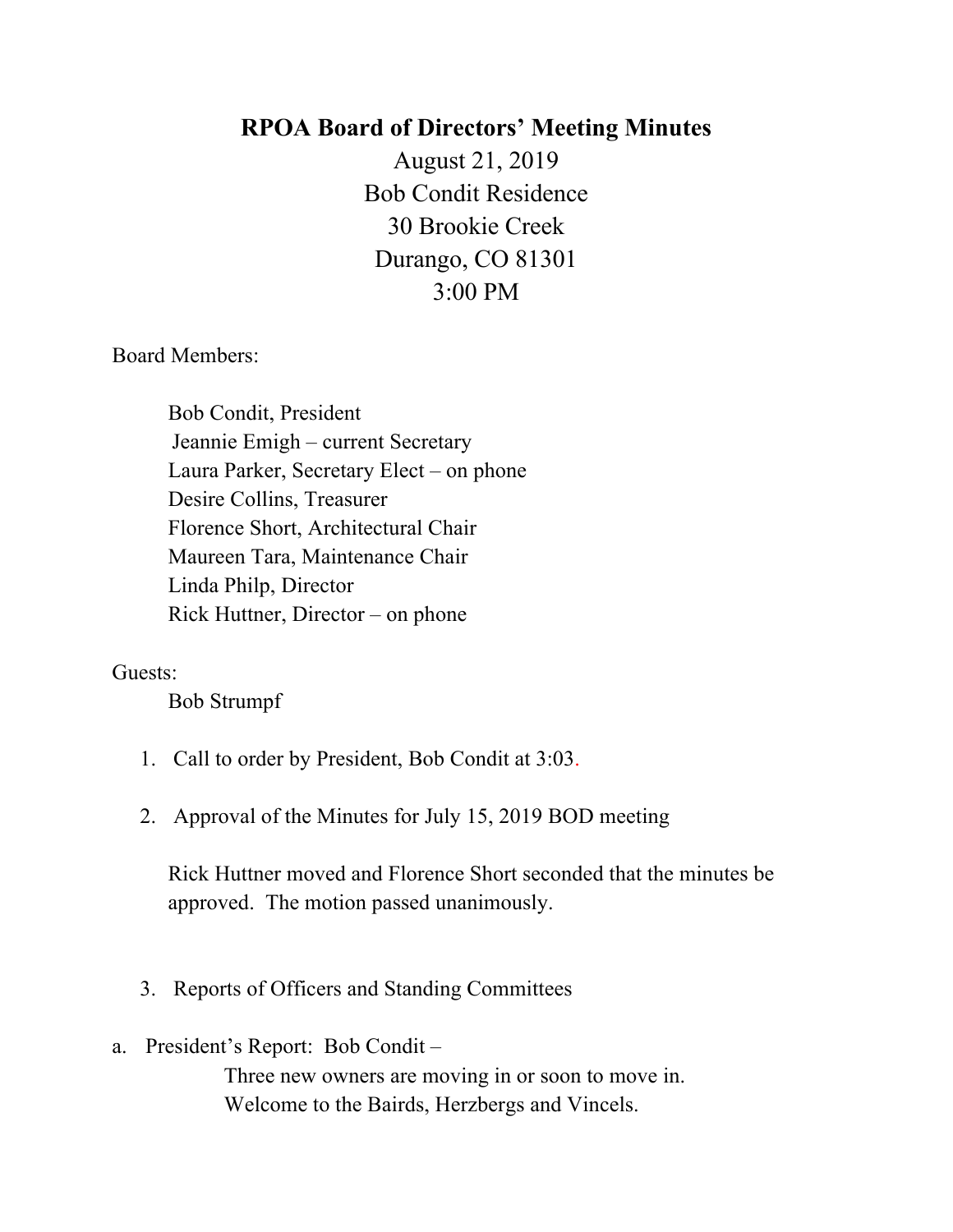# RPOA Board of Directors' Meeting Minutes

August 21, 2019
Bob Condit Residence
30 Brookie Creek
Durango, CO 81301
3:00 PM

Board Members:

Bob Condit, President
Jeannie Emigh – current Secretary
Laura Parker, Secretary Elect – on phone
Desire Collins, Treasurer
Florence Short, Architectural Chair
Maureen Tara, Maintenance Chair
Linda Philp, Director
Rick Huttner, Director – on phone

Guests:
Bob Strumpf

1. Call to order by President, Bob Condit at 3:03.

2. Approval of the Minutes for July 15, 2019 BOD meeting

   Rick Huttner moved and Florence Short seconded that the minutes be approved. The motion passed unanimously.

3. Reports of Officers and Standing Committees

a. President's Report: Bob Condit –
   Three new owners are moving in or soon to move in.
   Welcome to the Bairds, Herzbergs and Vincels.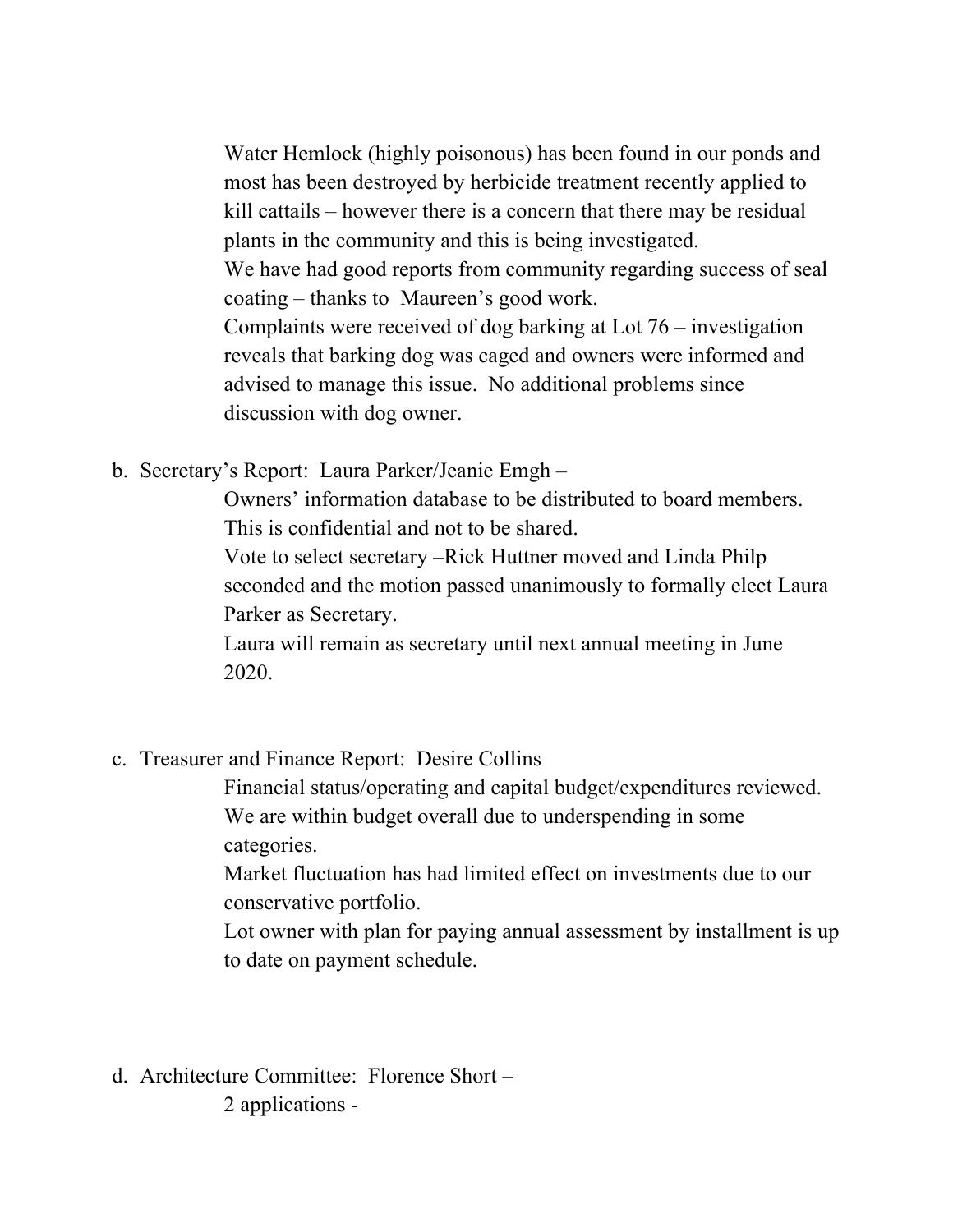Water Hemlock (highly poisonous) has been found in our ponds and most has been destroyed by herbicide treatment recently applied to kill cattails – however there is a concern that there may be residual plants in the community and this is being investigated.

We have had good reports from community regarding success of seal coating – thanks to Maureen's good work.

Complaints were received of dog barking at Lot 76 – investigation reveals that barking dog was caged and owners were informed and advised to manage this issue. No additional problems since discussion with dog owner.

b. Secretary's Report: Laura Parker/Jeanie Emgh –

Owners' information database to be distributed to board members. This is confidential and not to be shared.

Vote to select secretary –Rick Huttner moved and Linda Philp seconded and the motion passed unanimously to formally elect Laura Parker as Secretary.

Laura will remain as secretary until next annual meeting in June 2020.

c. Treasurer and Finance Report: Desire Collins

Financial status/operating and capital budget/expenditures reviewed. We are within budget overall due to underspending in some categories.

Market fluctuation has had limited effect on investments due to our conservative portfolio.

Lot owner with plan for paying annual assessment by installment is up to date on payment schedule.

d. Architecture Committee: Florence Short –

2 applications -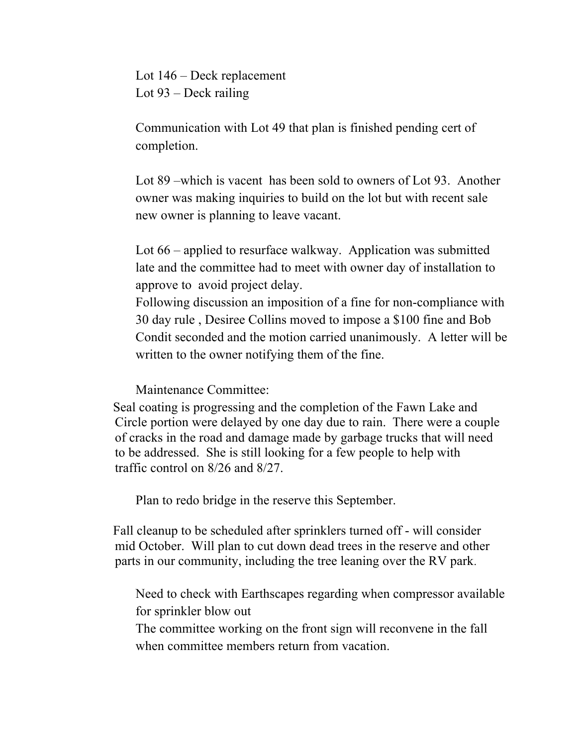Lot 146 – Deck replacement
Lot 93 – Deck railing

Communication with Lot 49 that plan is finished pending cert of completion.

Lot 89 –which is vacent has been sold to owners of Lot 93. Another owner was making inquiries to build on the lot but with recent sale new owner is planning to leave vacant.

Lot 66 – applied to resurface walkway. Application was submitted late and the committee had to meet with owner day of installation to approve to avoid project delay.
Following discussion an imposition of a fine for non-compliance with 30 day rule , Desiree Collins moved to impose a $100 fine and Bob Condit seconded and the motion carried unanimously. A letter will be written to the owner notifying them of the fine.

Maintenance Committee:

Seal coating is progressing and the completion of the Fawn Lake and Circle portion were delayed by one day due to rain. There were a couple of cracks in the road and damage made by garbage trucks that will need to be addressed. She is still looking for a few people to help with traffic control on 8/26 and 8/27.

Plan to redo bridge in the reserve this September.

Fall cleanup to be scheduled after sprinklers turned off - will consider mid October. Will plan to cut down dead trees in the reserve and other parts in our community, including the tree leaning over the RV park.

Need to check with Earthscapes regarding when compressor available for sprinkler blow out
The committee working on the front sign will reconvene in the fall when committee members return from vacation.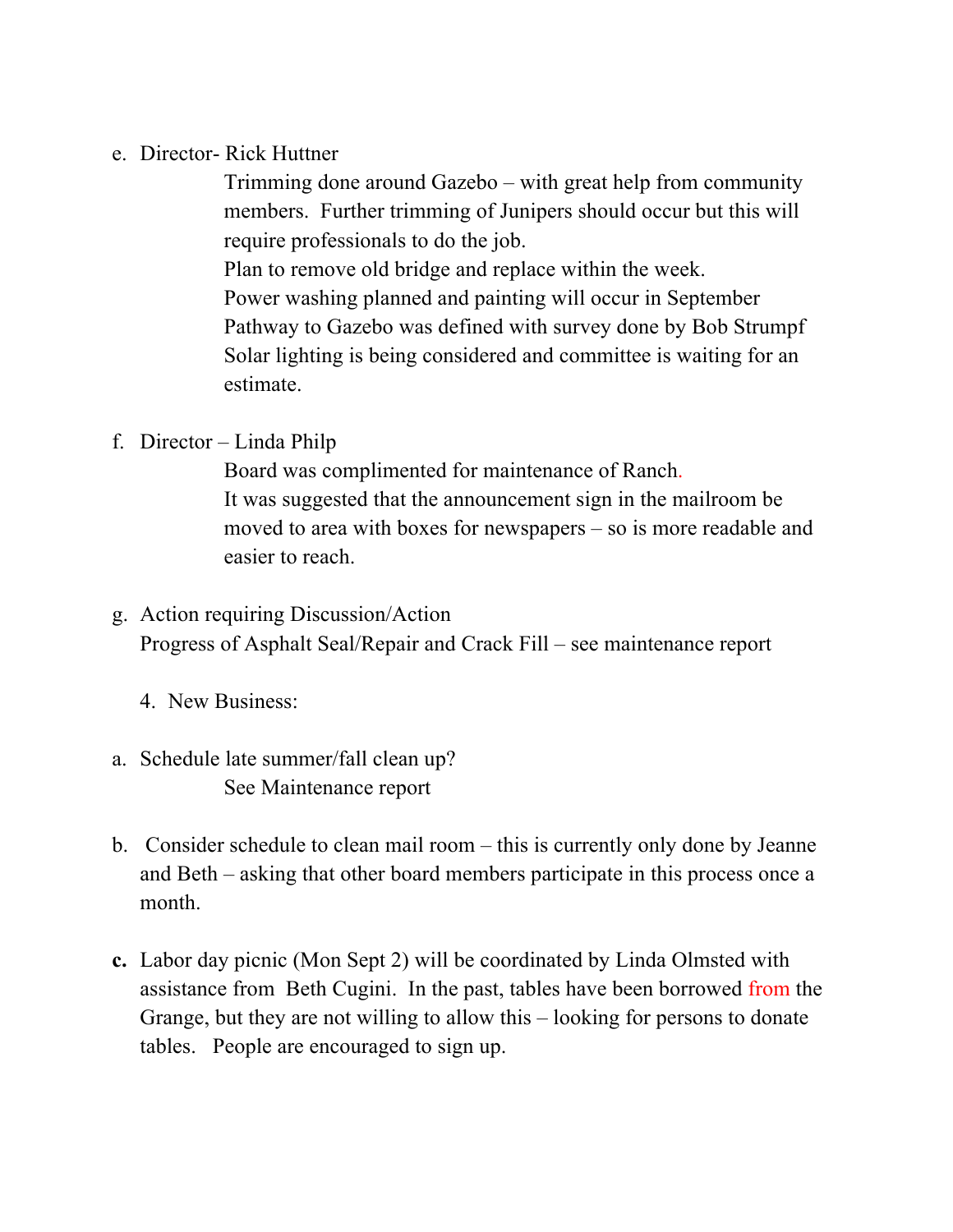e. Director- Rick Huttner

   Trimming done around Gazebo – with great help from community members. Further trimming of Junipers should occur but this will require professionals to do the job.
   Plan to remove old bridge and replace within the week.
   Power washing planned and painting will occur in September
   Pathway to Gazebo was defined with survey done by Bob Strumpf
   Solar lighting is being considered and committee is waiting for an estimate.

f. Director – Linda Philp

   Board was complimented for maintenance of Ranch.
   It was suggested that the announcement sign in the mailroom be moved to area with boxes for newspapers – so is more readable and easier to reach.

g. Action requiring Discussion/Action
   Progress of Asphalt Seal/Repair and Crack Fill – see maintenance report

4. New Business:

a. Schedule late summer/fall clean up?
   See Maintenance report

b. Consider schedule to clean mail room – this is currently only done by Jeanne and Beth – asking that other board members participate in this process once a month.

**c.** Labor day picnic (Mon Sept 2) will be coordinated by Linda Olmsted with assistance from Beth Cugini. In the past, tables have been borrowed from the Grange, but they are not willing to allow this – looking for persons to donate tables. People are encouraged to sign up.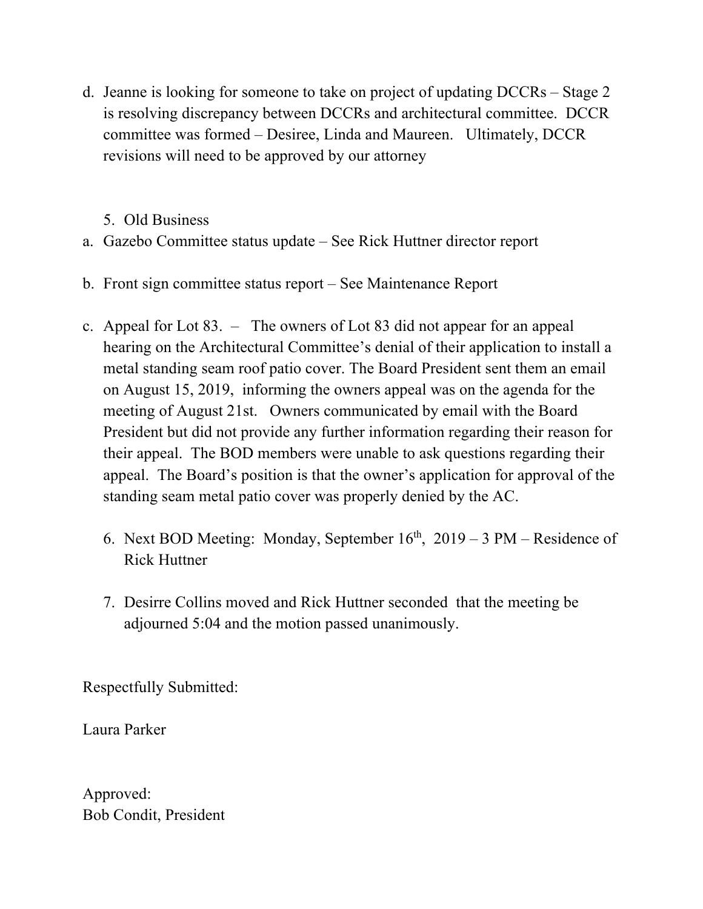d. Jeanne is looking for someone to take on project of updating DCCRs – Stage 2 is resolving discrepancy between DCCRs and architectural committee. DCCR committee was formed – Desiree, Linda and Maureen. Ultimately, DCCR revisions will need to be approved by our attorney

5. Old Business

a. Gazebo Committee status update – See Rick Huttner director report

b. Front sign committee status report – See Maintenance Report

c. Appeal for Lot 83. – The owners of Lot 83 did not appear for an appeal hearing on the Architectural Committee's denial of their application to install a metal standing seam roof patio cover. The Board President sent them an email on August 15, 2019, informing the owners appeal was on the agenda for the meeting of August 21st. Owners communicated by email with the Board President but did not provide any further information regarding their reason for their appeal. The BOD members were unable to ask questions regarding their appeal. The Board's position is that the owner's application for approval of the standing seam metal patio cover was properly denied by the AC.

6. Next BOD Meeting: Monday, September 16th, 2019 – 3 PM – Residence of Rick Huttner

7. Desirre Collins moved and Rick Huttner seconded that the meeting be adjourned 5:04 and the motion passed unanimously.

Respectfully Submitted:

Laura Parker

Approved:
Bob Condit, President